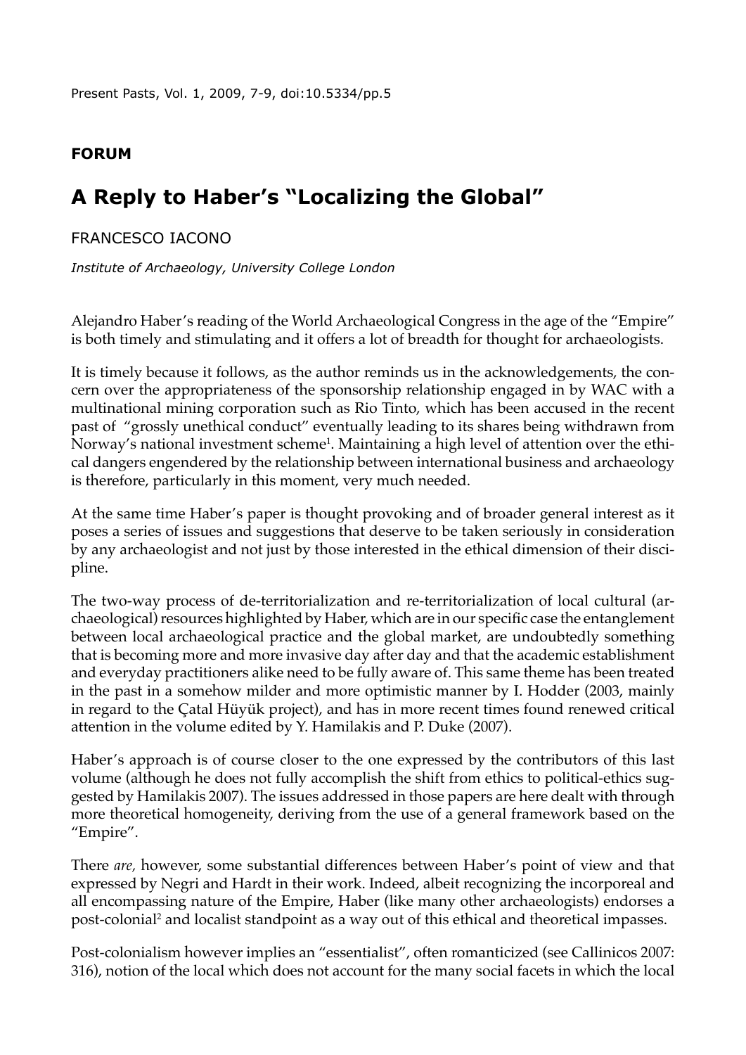**FORUM**

# A Reply to Haber's "Localizing the Global"

FRANCESCO IACONO

*Institute of Archaeology, University College London*

Alejandro Haber's reading of the World Archaeological Congress in the age of the "Empire" is both timely and stimulating and it offers a lot of breadth for thought for archaeologists.

It is timely because it follows, as the author reminds us in the acknowledgements, the concern over the appropriateness of the sponsorship relationship engaged in by WAC with a multinational mining corporation such as Rio Tinto, which has been accused in the recent past of "grossly unethical conduct" eventually leading to its shares being withdrawn from Norway's national investment scheme[1]. Maintaining a high level of attention over the ethical dangers engendered by the relationship between international business and archaeology is therefore, particularly in this moment, very much needed.

At the same time Haber's paper is thought provoking and of broader general interest as it poses a series of issues and suggestions that deserve to be taken seriously in consideration by any archaeologist and not just by those interested in the ethical dimension of their discipline.

The two-way process of de-territorialization and re-territorialization of local cultural (archaeological) resources highlighted by Haber, which are in our specific case the entanglement between local archaeological practice and the global market, are undoubtedly something that is becoming more and more invasive day after day and that the academic establishment and everyday practitioners alike need to be fully aware of. This same theme has been treated in the past in a somehow milder and more optimistic manner by I. Hodder (2003, mainly in regard to the Çatal Hüyük project), and has in more recent times found renewed critical attention in the volume edited by Y. Hamilakis and P. Duke (2007).

Haber's approach is of course closer to the one expressed by the contributors of this last volume (although he does not fully accomplish the shift from ethics to political-ethics suggested by Hamilakis 2007). The issues addressed in those papers are here dealt with through more theoretical homogeneity, deriving from the use of a general framework based on the "Empire".

There *are,* however, some substantial differences between Haber's point of view and that expressed by Negri and Hardt in their work. Indeed, albeit recognizing the incorporeal and all encompassing nature of the Empire, Haber (like many other archaeologists) endorses a post-colonial[2] and localist standpoint as a way out of this ethical and theoretical impasses.

Post-colonialism however implies an "essentialist", often romanticized (see Callinicos 2007: 316), notion of the local which does not account for the many social facets in which the local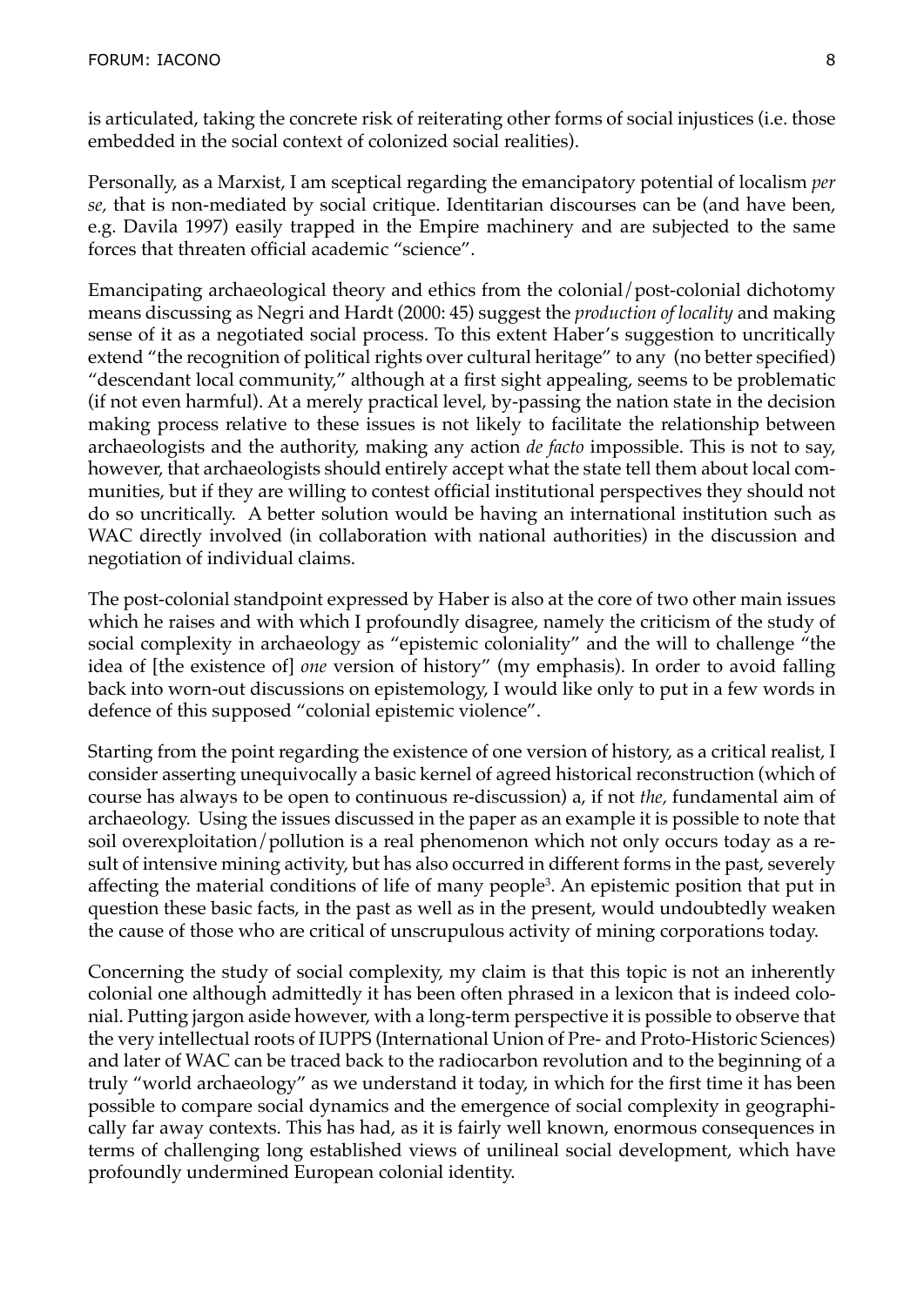is articulated, taking the concrete risk of reiterating other forms of social injustices (i.e. those embedded in the social context of colonized social realities).

Personally, as a Marxist, I am sceptical regarding the emancipatory potential of localism *per se,* that is non-mediated by social critique. Identitarian discourses can be (and have been, e.g. Davila 1997) easily trapped in the Empire machinery and are subjected to the same forces that threaten official academic "science".

Emancipating archaeological theory and ethics from the colonial/post-colonial dichotomy means discussing as Negri and Hardt (2000: 45) suggest the *production of locality* and making sense of it as a negotiated social process. To this extent Haber's suggestion to uncritically extend "the recognition of political rights over cultural heritage" to any (no better specified) "descendant local community," although at a first sight appealing, seems to be problematic (if not even harmful). At a merely practical level, by-passing the nation state in the decision making process relative to these issues is not likely to facilitate the relationship between archaeologists and the authority, making any action *de facto* impossible. This is not to say, however, that archaeologists should entirely accept what the state tell them about local communities, but if they are willing to contest official institutional perspectives they should not do so uncritically. A better solution would be having an international institution such as WAC directly involved (in collaboration with national authorities) in the discussion and negotiation of individual claims.

The post-colonial standpoint expressed by Haber is also at the core of two other main issues which he raises and with which I profoundly disagree, namely the criticism of the study of social complexity in archaeology as "epistemic coloniality" and the will to challenge "the idea of [the existence of] *one* version of history" (my emphasis). In order to avoid falling back into worn-out discussions on epistemology, I would like only to put in a few words in defence of this supposed "colonial epistemic violence".

Starting from the point regarding the existence of one version of history, as a critical realist, I consider asserting unequivocally a basic kernel of agreed historical reconstruction (which of course has always to be open to continuous re-discussion) a, if not *the,* fundamental aim of archaeology. Using the issues discussed in the paper as an example it is possible to note that soil overexploitation/pollution is a real phenomenon which not only occurs today as a result of intensive mining activity, but has also occurred in different forms in the past, severely affecting the material conditions of life of many people[3]. An epistemic position that put in question these basic facts, in the past as well as in the present, would undoubtedly weaken the cause of those who are critical of unscrupulous activity of mining corporations today.

Concerning the study of social complexity, my claim is that this topic is not an inherently colonial one although admittedly it has been often phrased in a lexicon that is indeed colonial. Putting jargon aside however, with a long-term perspective it is possible to observe that the very intellectual roots of IUPPS (International Union of Pre- and Proto-Historic Sciences) and later of WAC can be traced back to the radiocarbon revolution and to the beginning of a truly "world archaeology" as we understand it today, in which for the first time it has been possible to compare social dynamics and the emergence of social complexity in geographically far away contexts. This has had, as it is fairly well known, enormous consequences in terms of challenging long established views of unilineal social development, which have profoundly undermined European colonial identity.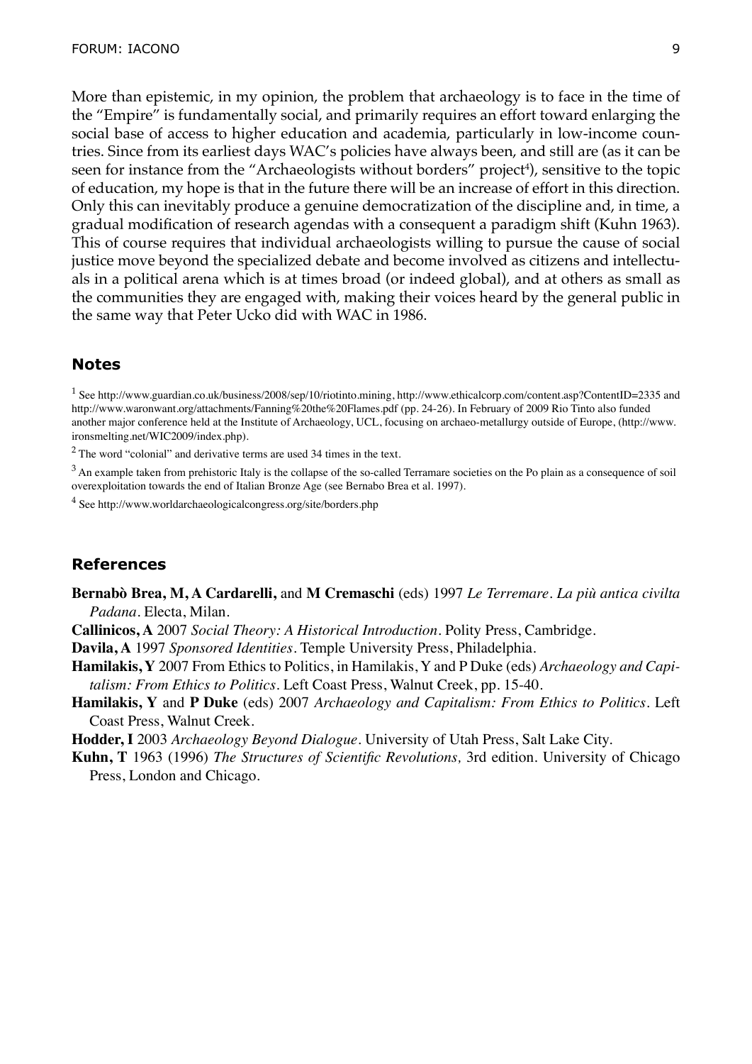More than epistemic, in my opinion, the problem that archaeology is to face in the time of the "Empire" is fundamentally social, and primarily requires an effort toward enlarging the social base of access to higher education and academia, particularly in low-income countries. Since from its earliest days WAC's policies have always been, and still are (as it can be seen for instance from the "Archaeologists without borders" project[4]), sensitive to the topic of education, my hope is that in the future there will be an increase of effort in this direction. Only this can inevitably produce a genuine democratization of the discipline and, in time, a gradual modification of research agendas with a consequent a paradigm shift (Kuhn 1963). This of course requires that individual archaeologists willing to pursue the cause of social justice move beyond the specialized debate and become involved as citizens and intellectuals in a political arena which is at times broad (or indeed global), and at others as small as the communities they are engaged with, making their voices heard by the general public in the same way that Peter Ucko did with WAC in 1986.

## Notes

[1] See http://www.guardian.co.uk/business/2008/sep/10/riotinto.mining, http://www.ethicalcorp.com/content.asp?ContentID=2335 and http://www.waronwant.org/attachments/Fanning%20the%20Flames.pdf (pp. 24-26). In February of 2009 Rio Tinto also funded another major conference held at the Institute of Archaeology, UCL, focusing on archaeo-metallurgy outside of Europe, (http://www.ironsmelting.net/WIC2009/index.php).

[2] The word "colonial" and derivative terms are used 34 times in the text.

[3] An example taken from prehistoric Italy is the collapse of the so-called Terramare societies on the Po plain as a consequence of soil overexploitation towards the end of Italian Bronze Age (see Bernabo Brea et al. 1997).

[4] See http://www.worldarchaeologicalcongress.org/site/borders.php

## References

**Bernabò Brea, M, A Cardarelli,** and **M Cremaschi** (eds) 1997 *Le Terremare. La più antica civilta Padana*. Electa, Milan.

**Callinicos, A** 2007 *Social Theory: A Historical Introduction*. Polity Press, Cambridge.

**Davila, A** 1997 *Sponsored Identities*. Temple University Press, Philadelphia.

**Hamilakis, Y** 2007 From Ethics to Politics, in Hamilakis, Y and P Duke (eds) *Archaeology and Capitalism: From Ethics to Politics*. Left Coast Press, Walnut Creek, pp. 15-40.

**Hamilakis, Y** and **P Duke** (eds) 2007 *Archaeology and Capitalism: From Ethics to Politics*. Left Coast Press, Walnut Creek.

**Hodder, I** 2003 *Archaeology Beyond Dialogue*. University of Utah Press, Salt Lake City.

**Kuhn, T** 1963 (1996) *The Structures of Scientific Revolutions*, 3rd edition. University of Chicago Press, London and Chicago.